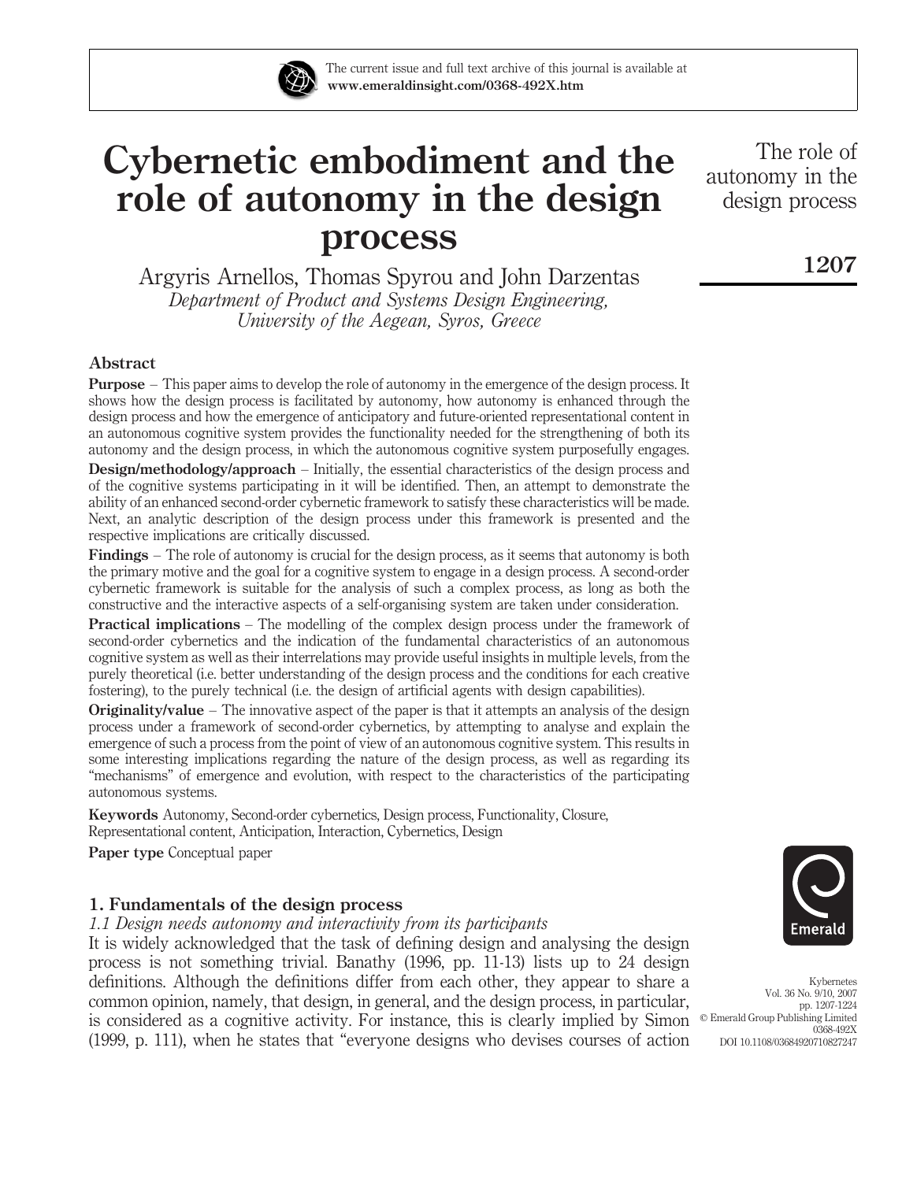# Cybernetic embodiment and the role of autonomy in the design process

Argyris Arnellos, Thomas Spyrou and John Darzentas

*Department of Product and Systems Design Engineering, University of the Aegean, Syros, Greece*

## Abstract

**Purpose** – This paper aims to develop the role of autonomy in the emergence of the design process. It shows how the design process is facilitated by autonomy, how autonomy is enhanced through the design process and how the emergence of anticipatory and future-oriented representational content in an autonomous cognitive system provides the functionality needed for the strengthening of both its autonomy and the design process, in which the autonomous cognitive system purposefully engages.

**Design/methodology/approach** – Initially, the essential characteristics of the design process and of the cognitive systems participating in it will be identified. Then, an attempt to demonstrate the ability of an enhanced second-order cybernetic framework to satisfy these characteristics will be made. Next, an analytic description of the design process under this framework is presented and the respective implications are critically discussed.

**Findings** – The role of autonomy is crucial for the design process, as it seems that autonomy is both the primary motive and the goal for a cognitive system to engage in a design process. A second-order cybernetic framework is suitable for the analysis of such a complex process, as long as both the constructive and the interactive aspects of a self-organising system are taken under consideration.

**Practical implications** – The modelling of the complex design process under the framework of second-order cybernetics and the indication of the fundamental characteristics of an autonomous cognitive system as well as their interrelations may provide useful insights in multiple levels, from the purely theoretical (i.e. better understanding of the design process and the conditions for each creative fostering), to the purely technical (i.e. the design of artificial agents with design capabilities).

**Originality/value** – The innovative aspect of the paper is that it attempts an analysis of the design process under a framework of second-order cybernetics, by attempting to analyse and explain the emergence of such a process from the point of view of an autonomous cognitive system. This results in some interesting implications regarding the nature of the design process, as well as regarding its "mechanisms" of emergence and evolution, with respect to the characteristics of the participating autonomous systems.

**Keywords** Autonomy, Second-order cybernetics, Design process, Functionality, Closure, Representational content, Anticipation, Interaction, Cybernetics, Design

**Paper type** Conceptual paper

## 1. Fundamentals of the design process

### *1.1 Design needs autonomy and interactivity from its participants*

It is widely acknowledged that the task of defining design and analysing the design process is not something trivial. Banathy (1996, pp. 11-13) lists up to 24 design definitions. Although the definitions differ from each other, they appear to share a common opinion, namely, that design, in general, and the design process, in particular, is considered as a cognitive activity. For instance, this is clearly implied by Simon (1999, p. 111), when he states that "everyone designs who devises courses of action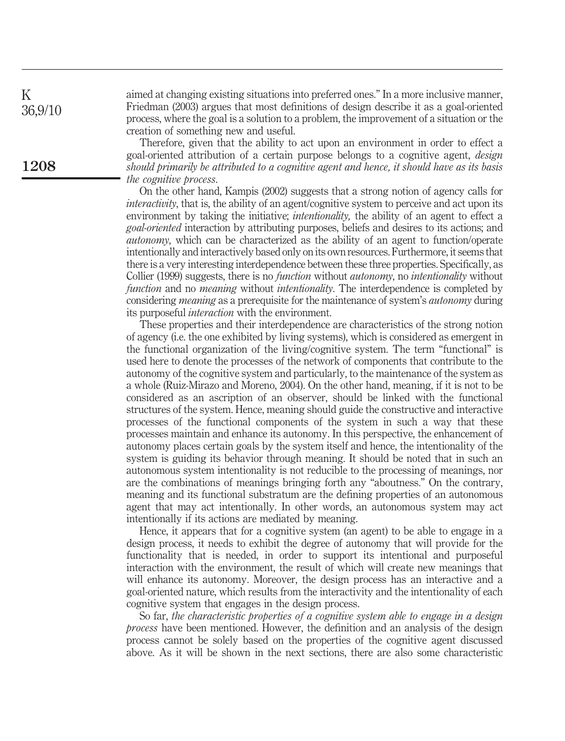aimed at changing existing situations into preferred ones." In a more inclusive manner, Friedman (2003) argues that most definitions of design describe it as a goal-oriented process, where the goal is a solution to a problem, the improvement of a situation or the creation of something new and useful.

Therefore, given that the ability to act upon an environment in order to effect a goal-oriented attribution of a certain purpose belongs to a cognitive agent, *design should primarily be attributed to a cognitive agent and hence, it should have as its basis the cognitive process*.

On the other hand, Kampis (2002) suggests that a strong notion of agency calls for *interactivity*, that is, the ability of an agent/cognitive system to perceive and act upon its environment by taking the initiative; *intentionality,* the ability of an agent to effect a *goal-oriented* interaction by attributing purposes, beliefs and desires to its actions; and *autonomy*, which can be characterized as the ability of an agent to function/operate intentionally and interactively based only on its own resources. Furthermore, it seems that there is a very interesting interdependence between these three properties. Specifically, as Collier (1999) suggests, there is no *function* without *autonomy*, no *intentionality* without *function* and no *meaning* without *intentionality*. The interdependence is completed by considering *meaning* as a prerequisite for the maintenance of system's *autonomy* during its purposeful *interaction* with the environment.

These properties and their interdependence are characteristics of the strong notion of agency (i.e. the one exhibited by living systems), which is considered as emergent in the functional organization of the living/cognitive system. The term "functional" is used here to denote the processes of the network of components that contribute to the autonomy of the cognitive system and particularly, to the maintenance of the system as a whole (Ruiz-Mirazo and Moreno, 2004). On the other hand, meaning, if it is not to be considered as an ascription of an observer, should be linked with the functional structures of the system. Hence, meaning should guide the constructive and interactive processes of the functional components of the system in such a way that these processes maintain and enhance its autonomy. In this perspective, the enhancement of autonomy places certain goals by the system itself and hence, the intentionality of the system is guiding its behavior through meaning. It should be noted that in such an autonomous system intentionality is not reducible to the processing of meanings, nor are the combinations of meanings bringing forth any "aboutness." On the contrary, meaning and its functional substratum are the defining properties of an autonomous agent that may act intentionally. In other words, an autonomous system may act intentionally if its actions are mediated by meaning.

Hence, it appears that for a cognitive system (an agent) to be able to engage in a design process, it needs to exhibit the degree of autonomy that will provide for the functionality that is needed, in order to support its intentional and purposeful interaction with the environment, the result of which will create new meanings that will enhance its autonomy. Moreover, the design process has an interactive and a goal-oriented nature, which results from the interactivity and the intentionality of each cognitive system that engages in the design process.

So far, *the characteristic properties of a cognitive system able to engage in a design process* have been mentioned. However, the definition and an analysis of the design process cannot be solely based on the properties of the cognitive agent discussed above. As it will be shown in the next sections, there are also some characteristic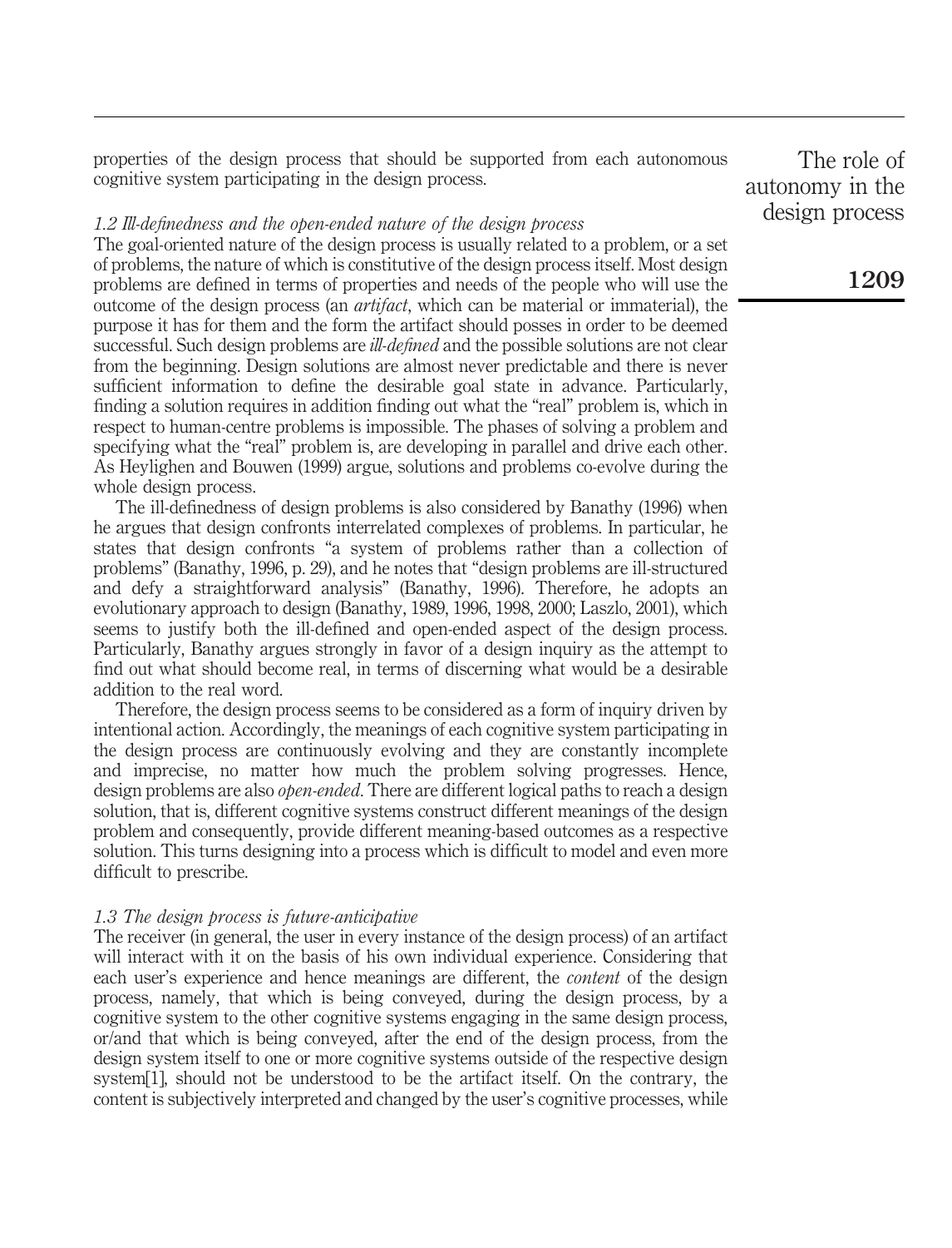properties of the design process that should be supported from each autonomous cognitive system participating in the design process.

### *1.2 Ill-definedness and the open-ended nature of the design process*

The goal-oriented nature of the design process is usually related to a problem, or a set of problems, the nature of which is constitutive of the design process itself. Most design problems are defined in terms of properties and needs of the people who will use the outcome of the design process (an *artifact*, which can be material or immaterial), the purpose it has for them and the form the artifact should posses in order to be deemed successful. Such design problems are *ill-defined* and the possible solutions are not clear from the beginning. Design solutions are almost never predictable and there is never sufficient information to define the desirable goal state in advance. Particularly, finding a solution requires in addition finding out what the "real" problem is, which in respect to human-centre problems is impossible. The phases of solving a problem and specifying what the "real" problem is, are developing in parallel and drive each other. As Heylighen and Bouwen (1999) argue, solutions and problems co-evolve during the whole design process.

The ill-definedness of design problems is also considered by Banathy (1996) when he argues that design confronts interrelated complexes of problems. In particular, he states that design confronts "a system of problems rather than a collection of problems" (Banathy, 1996, p. 29), and he notes that "design problems are ill-structured and defy a straightforward analysis" (Banathy, 1996). Therefore, he adopts an evolutionary approach to design (Banathy, 1989, 1996, 1998, 2000; Laszlo, 2001), which seems to justify both the ill-defined and open-ended aspect of the design process. Particularly, Banathy argues strongly in favor of a design inquiry as the attempt to find out what should become real, in terms of discerning what would be a desirable addition to the real word.

Therefore, the design process seems to be considered as a form of inquiry driven by intentional action. Accordingly, the meanings of each cognitive system participating in the design process are continuously evolving and they are constantly incomplete and imprecise, no matter how much the problem solving progresses. Hence, design problems are also *open-ended*. There are different logical paths to reach a design solution, that is, different cognitive systems construct different meanings of the design problem and consequently, provide different meaning-based outcomes as a respective solution. This turns designing into a process which is difficult to model and even more difficult to prescribe.

### *1.3 The design process is future-anticipative*

The receiver (in general, the user in every instance of the design process) of an artifact will interact with it on the basis of his own individual experience. Considering that each user's experience and hence meanings are different, the *content* of the design process, namely, that which is being conveyed, during the design process, by a cognitive system to the other cognitive systems engaging in the same design process, or/and that which is being conveyed, after the end of the design process, from the design system itself to one or more cognitive systems outside of the respective design system[1], should not be understood to be the artifact itself. On the contrary, the content is subjectively interpreted and changed by the user's cognitive processes, while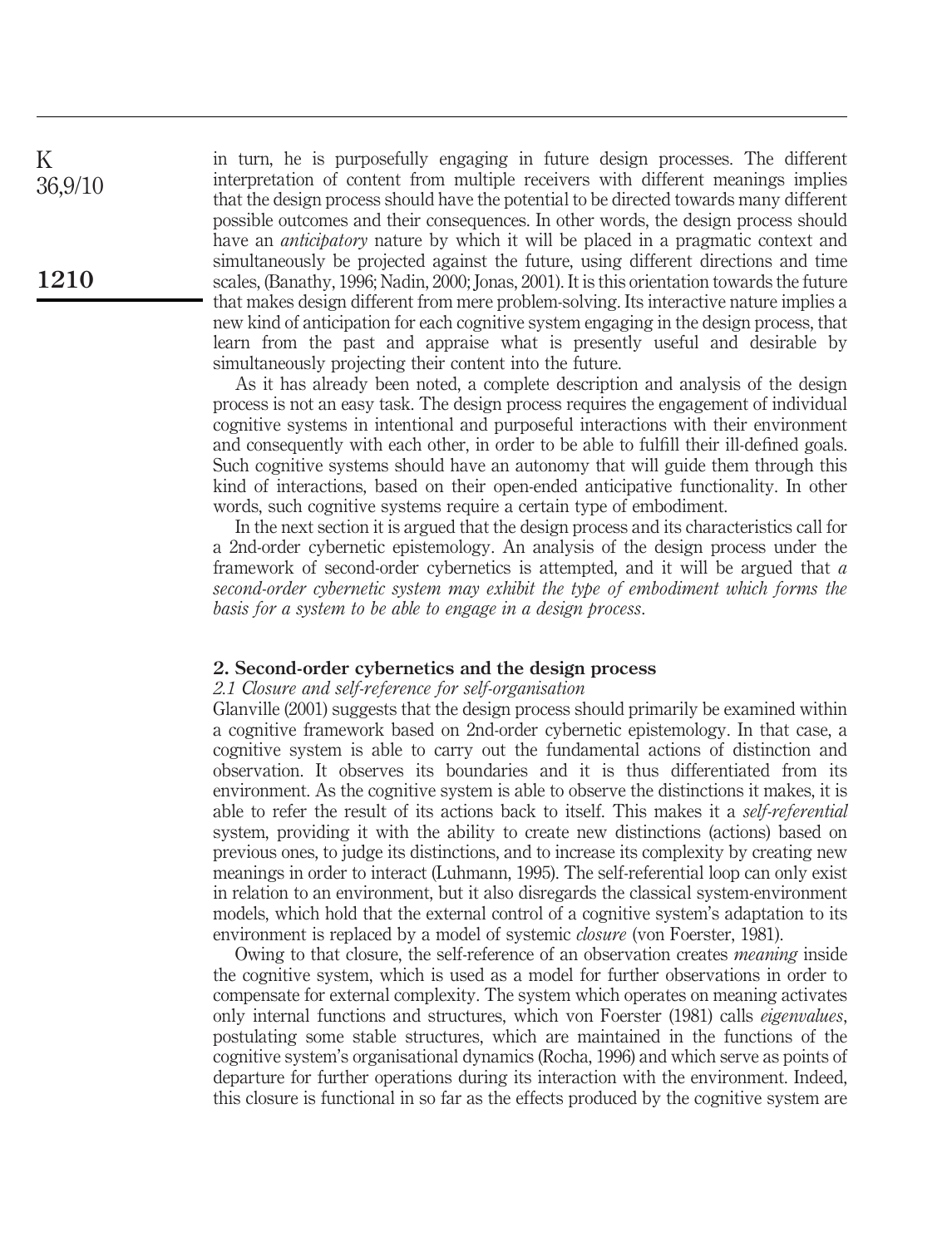in turn, he is purposefully engaging in future design processes. The different interpretation of content from multiple receivers with different meanings implies that the design process should have the potential to be directed towards many different possible outcomes and their consequences. In other words, the design process should have an *anticipatory* nature by which it will be placed in a pragmatic context and simultaneously be projected against the future, using different directions and time scales, (Banathy, 1996; Nadin, 2000; Jonas, 2001). It is this orientation towards the future that makes design different from mere problem-solving. Its interactive nature implies a new kind of anticipation for each cognitive system engaging in the design process, that learn from the past and appraise what is presently useful and desirable by simultaneously projecting their content into the future.

As it has already been noted, a complete description and analysis of the design process is not an easy task. The design process requires the engagement of individual cognitive systems in intentional and purposeful interactions with their environment and consequently with each other, in order to be able to fulfill their ill-defined goals. Such cognitive systems should have an autonomy that will guide them through this kind of interactions, based on their open-ended anticipative functionality. In other words, such cognitive systems require a certain type of embodiment.

In the next section it is argued that the design process and its characteristics call for a 2nd-order cybernetic epistemology. An analysis of the design process under the framework of second-order cybernetics is attempted, and it will be argued that *a second-order cybernetic system may exhibit the type of embodiment which forms the basis for a system to be able to engage in a design process*.

## 2. Second-order cybernetics and the design process

### *2.1 Closure and self-reference for self-organisation*

Glanville (2001) suggests that the design process should primarily be examined within a cognitive framework based on 2nd-order cybernetic epistemology. In that case, a cognitive system is able to carry out the fundamental actions of distinction and observation. It observes its boundaries and it is thus differentiated from its environment. As the cognitive system is able to observe the distinctions it makes, it is able to refer the result of its actions back to itself. This makes it a *self-referential* system, providing it with the ability to create new distinctions (actions) based on previous ones, to judge its distinctions, and to increase its complexity by creating new meanings in order to interact (Luhmann, 1995). The self-referential loop can only exist in relation to an environment, but it also disregards the classical system-environment models, which hold that the external control of a cognitive system's adaptation to its environment is replaced by a model of systemic *closure* (von Foerster, 1981).

Owing to that closure, the self-reference of an observation creates *meaning* inside the cognitive system, which is used as a model for further observations in order to compensate for external complexity. The system which operates on meaning activates only internal functions and structures, which von Foerster (1981) calls *eigenvalues*, postulating some stable structures, which are maintained in the functions of the cognitive system's organisational dynamics (Rocha, 1996) and which serve as points of departure for further operations during its interaction with the environment. Indeed, this closure is functional in so far as the effects produced by the cognitive system are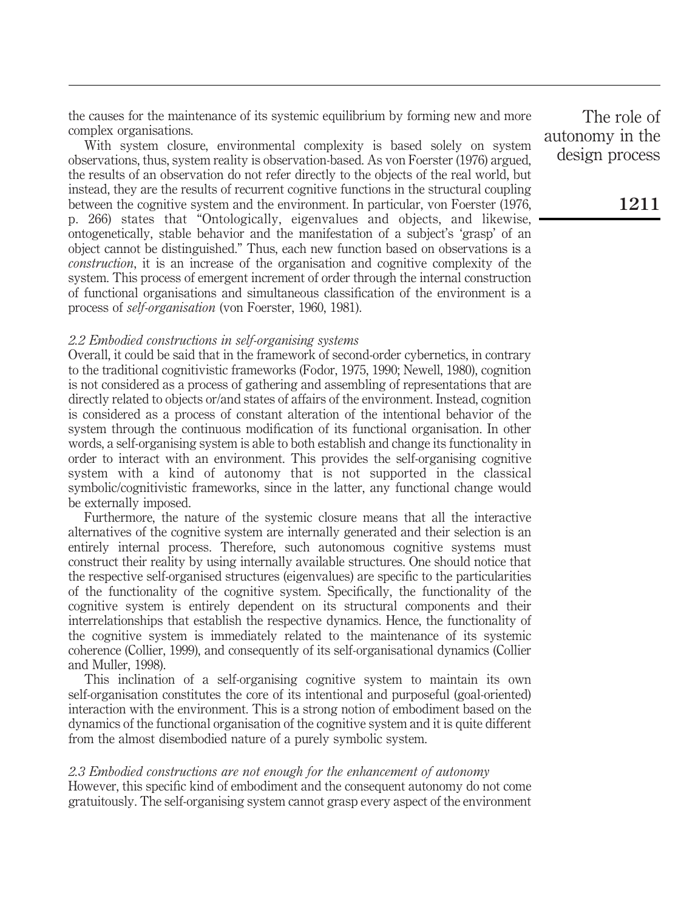the causes for the maintenance of its systemic equilibrium by forming new and more complex organisations.

With system closure, environmental complexity is based solely on system observations, thus, system reality is observation-based. As von Foerster (1976) argued, the results of an observation do not refer directly to the objects of the real world, but instead, they are the results of recurrent cognitive functions in the structural coupling between the cognitive system and the environment. In particular, von Foerster (1976, p. 266) states that "Ontologically, eigenvalues and objects, and likewise, ontogenetically, stable behavior and the manifestation of a subject's 'grasp' of an object cannot be distinguished." Thus, each new function based on observations is a *construction*, it is an increase of the organisation and cognitive complexity of the system. This process of emergent increment of order through the internal construction of functional organisations and simultaneous classification of the environment is a process of *self-organisation* (von Foerster, 1960, 1981).

### *2.2 Embodied constructions in self-organising systems*

Overall, it could be said that in the framework of second-order cybernetics, in contrary to the traditional cognitivistic frameworks (Fodor, 1975, 1990; Newell, 1980), cognition is not considered as a process of gathering and assembling of representations that are directly related to objects or/and states of affairs of the environment. Instead, cognition is considered as a process of constant alteration of the intentional behavior of the system through the continuous modification of its functional organisation. In other words, a self-organising system is able to both establish and change its functionality in order to interact with an environment. This provides the self-organising cognitive system with a kind of autonomy that is not supported in the classical symbolic/cognitivistic frameworks, since in the latter, any functional change would be externally imposed.

Furthermore, the nature of the systemic closure means that all the interactive alternatives of the cognitive system are internally generated and their selection is an entirely internal process. Therefore, such autonomous cognitive systems must construct their reality by using internally available structures. One should notice that the respective self-organised structures (eigenvalues) are specific to the particularities of the functionality of the cognitive system. Specifically, the functionality of the cognitive system is entirely dependent on its structural components and their interrelationships that establish the respective dynamics. Hence, the functionality of the cognitive system is immediately related to the maintenance of its systemic coherence (Collier, 1999), and consequently of its self-organisational dynamics (Collier and Muller, 1998).

This inclination of a self-organising cognitive system to maintain its own self-organisation constitutes the core of its intentional and purposeful (goal-oriented) interaction with the environment. This is a strong notion of embodiment based on the dynamics of the functional organisation of the cognitive system and it is quite different from the almost disembodied nature of a purely symbolic system.

### *2.3 Embodied constructions are not enough for the enhancement of autonomy*

However, this specific kind of embodiment and the consequent autonomy do not come gratuitously. The self-organising system cannot grasp every aspect of the environment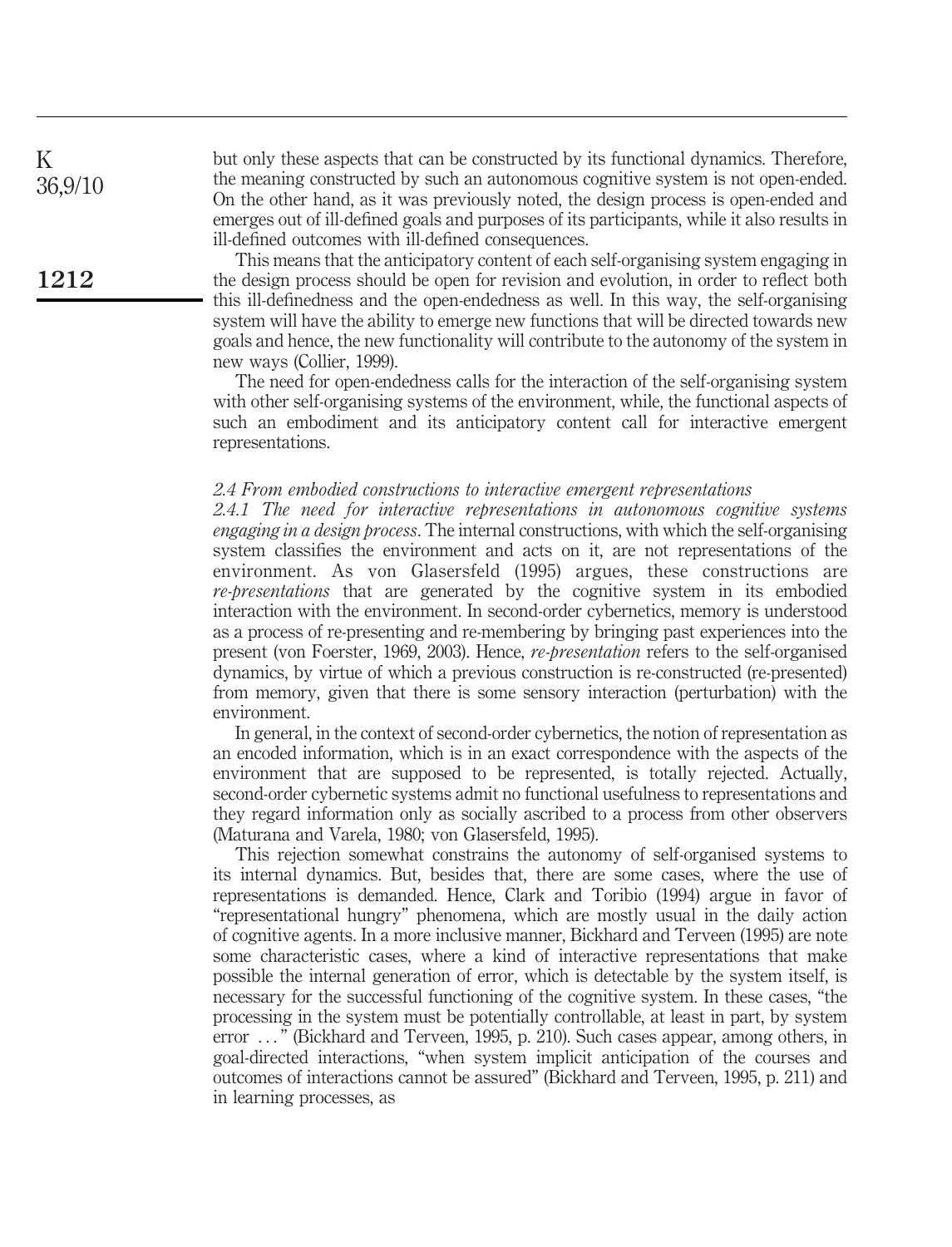but only these aspects that can be constructed by its functional dynamics. Therefore, the meaning constructed by such an autonomous cognitive system is not open-ended. On the other hand, as it was previously noted, the design process is open-ended and emerges out of ill-defined goals and purposes of its participants, while it also results in ill-defined outcomes with ill-defined consequences.

This means that the anticipatory content of each self-organising system engaging in the design process should be open for revision and evolution, in order to reflect both this ill-definedness and the open-endedness as well. In this way, the self-organising system will have the ability to emerge new functions that will be directed towards new goals and hence, the new functionality will contribute to the autonomy of the system in new ways (Collier, 1999).

The need for open-endedness calls for the interaction of the self-organising system with other self-organising systems of the environment, while, the functional aspects of such an embodiment and its anticipatory content call for interactive emergent representations.

### 2.4 From embodied constructions to interactive emergent representations

*2.4.1 The need for interactive representations in autonomous cognitive systems engaging in a design process.* The internal constructions, with which the self-organising system classifies the environment and acts on it, are not representations of the environment. As von Glasersfeld (1995) argues, these constructions are *re-presentations* that are generated by the cognitive system in its embodied interaction with the environment. In second-order cybernetics, memory is understood as a process of re-presenting and re-membering by bringing past experiences into the present (von Foerster, 1969, 2003). Hence, *re-presentation* refers to the self-organised dynamics, by virtue of which a previous construction is re-constructed (re-presented) from memory, given that there is some sensory interaction (perturbation) with the environment.

In general, in the context of second-order cybernetics, the notion of representation as an encoded information, which is in an exact correspondence with the aspects of the environment that are supposed to be represented, is totally rejected. Actually, second-order cybernetic systems admit no functional usefulness to representations and they regard information only as socially ascribed to a process from other observers (Maturana and Varela, 1980; von Glasersfeld, 1995).

This rejection somewhat constrains the autonomy of self-organised systems to its internal dynamics. But, besides that, there are some cases, where the use of representations is demanded. Hence, Clark and Toribio (1994) argue in favor of "representational hungry" phenomena, which are mostly usual in the daily action of cognitive agents. In a more inclusive manner, Bickhard and Terveen (1995) are note some characteristic cases, where a kind of interactive representations that make possible the internal generation of error, which is detectable by the system itself, is necessary for the successful functioning of the cognitive system. In these cases, "the processing in the system must be potentially controllable, at least in part, by system error ..." (Bickhard and Terveen, 1995, p. 210). Such cases appear, among others, in goal-directed interactions, "when system implicit anticipation of the courses and outcomes of interactions cannot be assured" (Bickhard and Terveen, 1995, p. 211) and in learning processes, as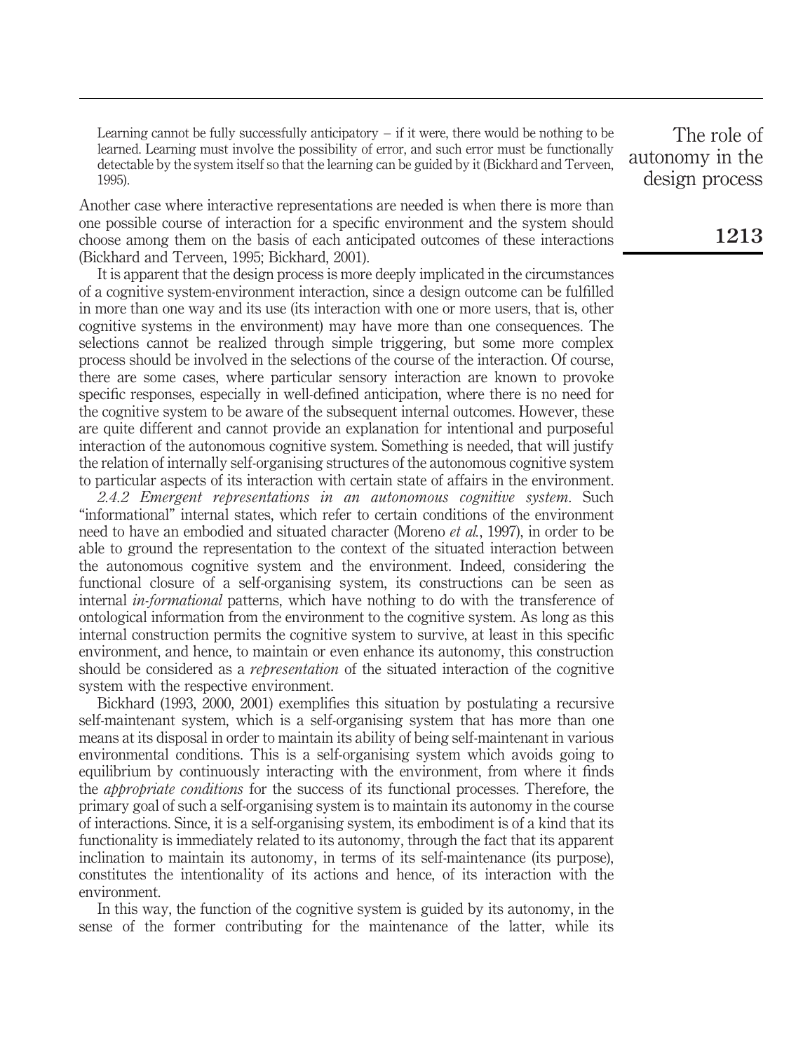> Learning cannot be fully successfully anticipatory – if it were, there would be nothing to be learned. Learning must involve the possibility of error, and such error must be functionally detectable by the system itself so that the learning can be guided by it (Bickhard and Terveen, 1995).

Another case where interactive representations are needed is when there is more than one possible course of interaction for a specific environment and the system should choose among them on the basis of each anticipated outcomes of these interactions (Bickhard and Terveen, 1995; Bickhard, 2001).

It is apparent that the design process is more deeply implicated in the circumstances of a cognitive system-environment interaction, since a design outcome can be fulfilled in more than one way and its use (its interaction with one or more users, that is, other cognitive systems in the environment) may have more than one consequences. The selections cannot be realized through simple triggering, but some more complex process should be involved in the selections of the course of the interaction. Of course, there are some cases, where particular sensory interaction are known to provoke specific responses, especially in well-defined anticipation, where there is no need for the cognitive system to be aware of the subsequent internal outcomes. However, these are quite different and cannot provide an explanation for intentional and purposeful interaction of the autonomous cognitive system. Something is needed, that will justify the relation of internally self-organising structures of the autonomous cognitive system to particular aspects of its interaction with certain state of affairs in the environment.

*2.4.2 Emergent representations in an autonomous cognitive system*. Such "informational" internal states, which refer to certain conditions of the environment need to have an embodied and situated character (Moreno *et al.*, 1997), in order to be able to ground the representation to the context of the situated interaction between the autonomous cognitive system and the environment. Indeed, considering the functional closure of a self-organising system, its constructions can be seen as internal *in-formational* patterns, which have nothing to do with the transference of ontological information from the environment to the cognitive system. As long as this internal construction permits the cognitive system to survive, at least in this specific environment, and hence, to maintain or even enhance its autonomy, this construction should be considered as a *representation* of the situated interaction of the cognitive system with the respective environment.

Bickhard (1993, 2000, 2001) exemplifies this situation by postulating a recursive self-maintenant system, which is a self-organising system that has more than one means at its disposal in order to maintain its ability of being self-maintenant in various environmental conditions. This is a self-organising system which avoids going to equilibrium by continuously interacting with the environment, from where it finds the *appropriate conditions* for the success of its functional processes. Therefore, the primary goal of such a self-organising system is to maintain its autonomy in the course of interactions. Since, it is a self-organising system, its embodiment is of a kind that its functionality is immediately related to its autonomy, through the fact that its apparent inclination to maintain its autonomy, in terms of its self-maintenance (its purpose), constitutes the intentionality of its actions and hence, of its interaction with the environment.

In this way, the function of the cognitive system is guided by its autonomy, in the sense of the former contributing for the maintenance of the latter, while its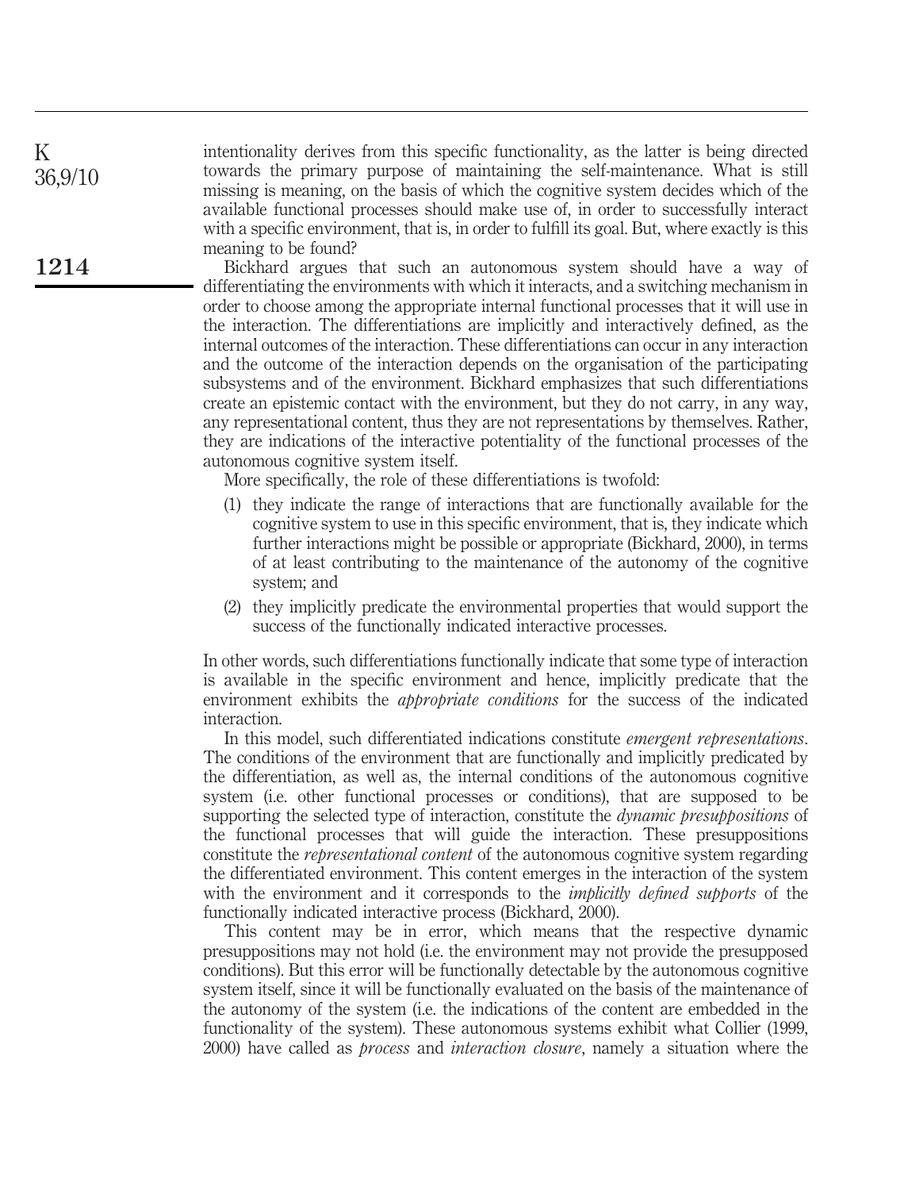intentionality derives from this specific functionality, as the latter is being directed towards the primary purpose of maintaining the self-maintenance. What is still missing is meaning, on the basis of which the cognitive system decides which of the available functional processes should make use of, in order to successfully interact with a specific environment, that is, in order to fulfill its goal. But, where exactly is this meaning to be found?

Bickhard argues that such an autonomous system should have a way of differentiating the environments with which it interacts, and a switching mechanism in order to choose among the appropriate internal functional processes that it will use in the interaction. The differentiations are implicitly and interactively defined, as the internal outcomes of the interaction. These differentiations can occur in any interaction and the outcome of the interaction depends on the organisation of the participating subsystems and of the environment. Bickhard emphasizes that such differentiations create an epistemic contact with the environment, but they do not carry, in any way, any representational content, thus they are not representations by themselves. Rather, they are indications of the interactive potentiality of the functional processes of the autonomous cognitive system itself.

More specifically, the role of these differentiations is twofold:

1. they indicate the range of interactions that are functionally available for the cognitive system to use in this specific environment, that is, they indicate which further interactions might be possible or appropriate (Bickhard, 2000), in terms of at least contributing to the maintenance of the autonomy of the cognitive system; and
2. they implicitly predicate the environmental properties that would support the success of the functionally indicated interactive processes.

In other words, such differentiations functionally indicate that some type of interaction is available in the specific environment and hence, implicitly predicate that the environment exhibits the *appropriate conditions* for the success of the indicated interaction.

In this model, such differentiated indications constitute *emergent representations*. The conditions of the environment that are functionally and implicitly predicated by the differentiation, as well as, the internal conditions of the autonomous cognitive system (i.e. other functional processes or conditions), that are supposed to be supporting the selected type of interaction, constitute the *dynamic presuppositions* of the functional processes that will guide the interaction. These presuppositions constitute the *representational content* of the autonomous cognitive system regarding the differentiated environment. This content emerges in the interaction of the system with the environment and it corresponds to the *implicitly defined supports* of the functionally indicated interactive process (Bickhard, 2000).

This content may be in error, which means that the respective dynamic presuppositions may not hold (i.e. the environment may not provide the presupposed conditions). But this error will be functionally detectable by the autonomous cognitive system itself, since it will be functionally evaluated on the basis of the maintenance of the autonomy of the system (i.e. the indications of the content are embedded in the functionality of the system). These autonomous systems exhibit what Collier (1999, 2000) have called as *process* and *interaction closure*, namely a situation where the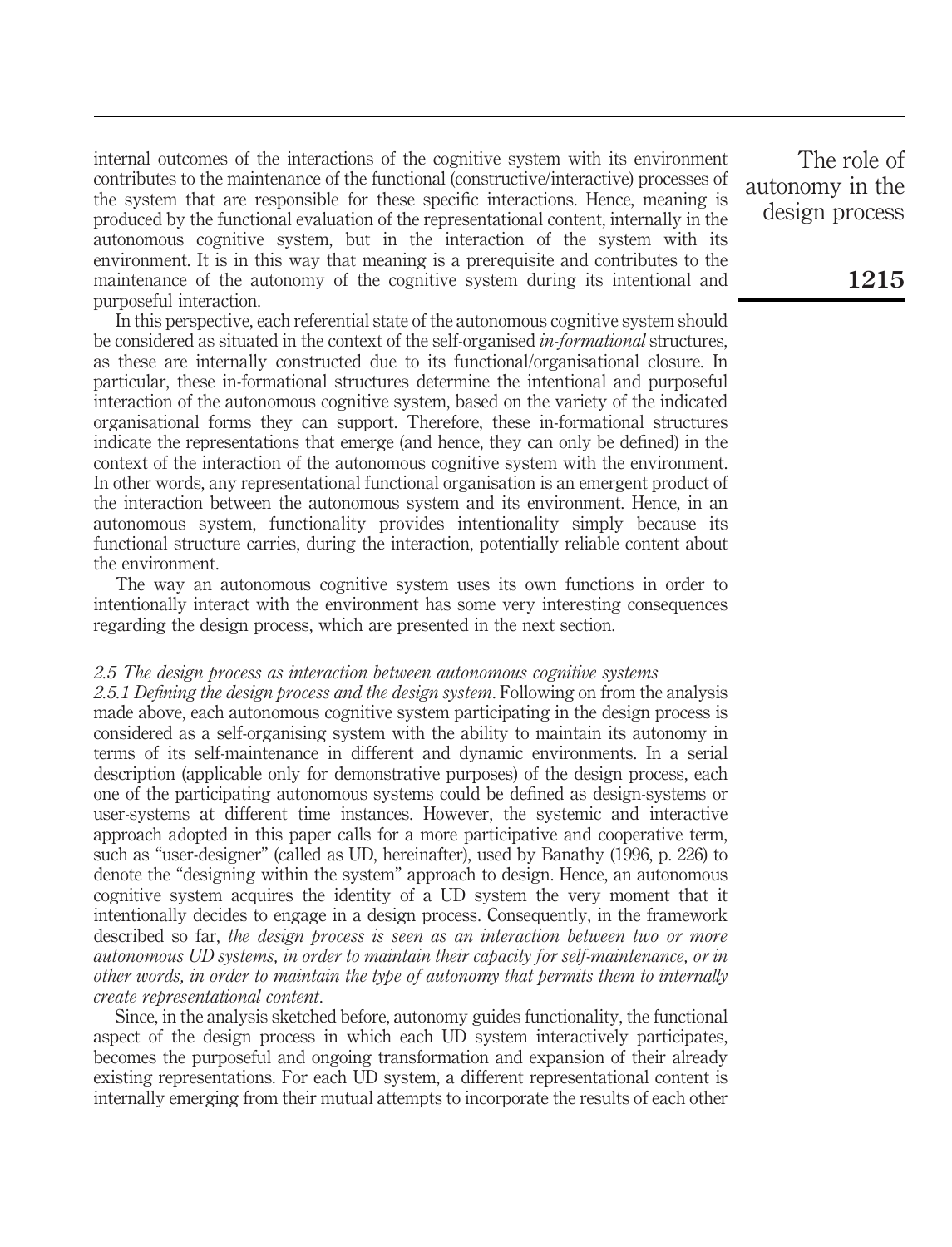internal outcomes of the interactions of the cognitive system with its environment contributes to the maintenance of the functional (constructive/interactive) processes of the system that are responsible for these specific interactions. Hence, meaning is produced by the functional evaluation of the representational content, internally in the autonomous cognitive system, but in the interaction of the system with its environment. It is in this way that meaning is a prerequisite and contributes to the maintenance of the autonomy of the cognitive system during its intentional and purposeful interaction.

In this perspective, each referential state of the autonomous cognitive system should be considered as situated in the context of the self-organised *in-formational* structures, as these are internally constructed due to its functional/organisational closure. In particular, these in-formational structures determine the intentional and purposeful interaction of the autonomous cognitive system, based on the variety of the indicated organisational forms they can support. Therefore, these in-formational structures indicate the representations that emerge (and hence, they can only be defined) in the context of the interaction of the autonomous cognitive system with the environment. In other words, any representational functional organisation is an emergent product of the interaction between the autonomous system and its environment. Hence, in an autonomous system, functionality provides intentionality simply because its functional structure carries, during the interaction, potentially reliable content about the environment.

The way an autonomous cognitive system uses its own functions in order to intentionally interact with the environment has some very interesting consequences regarding the design process, which are presented in the next section.

### *2.5 The design process as interaction between autonomous cognitive systems*

*2.5.1 Defining the design process and the design system*. Following on from the analysis made above, each autonomous cognitive system participating in the design process is considered as a self-organising system with the ability to maintain its autonomy in terms of its self-maintenance in different and dynamic environments. In a serial description (applicable only for demonstrative purposes) of the design process, each one of the participating autonomous systems could be defined as design-systems or user-systems at different time instances. However, the systemic and interactive approach adopted in this paper calls for a more participative and cooperative term, such as "user-designer" (called as UD, hereinafter), used by Banathy (1996, p. 226) to denote the "designing within the system" approach to design. Hence, an autonomous cognitive system acquires the identity of a UD system the very moment that it intentionally decides to engage in a design process. Consequently, in the framework described so far, *the design process is seen as an interaction between two or more autonomous UD systems, in order to maintain their capacity for self-maintenance, or in other words, in order to maintain the type of autonomy that permits them to internally create representational content*.

Since, in the analysis sketched before, autonomy guides functionality, the functional aspect of the design process in which each UD system interactively participates, becomes the purposeful and ongoing transformation and expansion of their already existing representations. For each UD system, a different representational content is internally emerging from their mutual attempts to incorporate the results of each other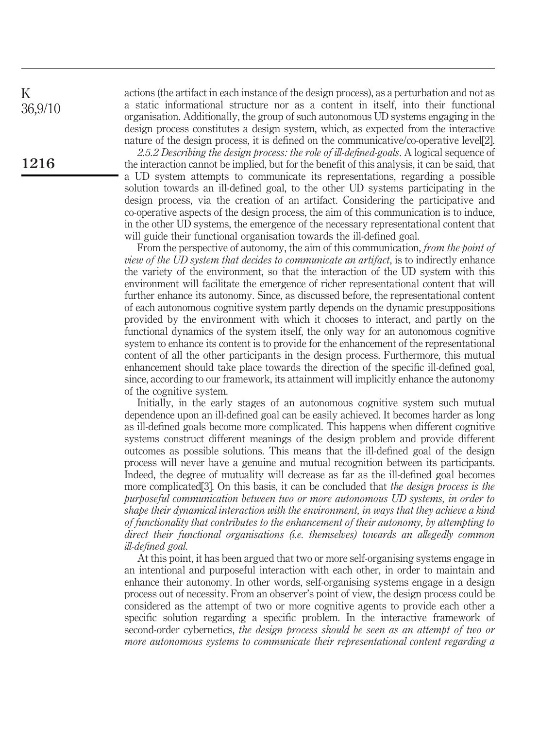actions (the artifact in each instance of the design process), as a perturbation and not as a static informational structure nor as a content in itself, into their functional organisation. Additionally, the group of such autonomous UD systems engaging in the design process constitutes a design system, which, as expected from the interactive nature of the design process, it is defined on the communicative/co-operative level[2].

*2.5.2 Describing the design process: the role of ill-defined-goals*. A logical sequence of the interaction cannot be implied, but for the benefit of this analysis, it can be said, that a UD system attempts to communicate its representations, regarding a possible solution towards an ill-defined goal, to the other UD systems participating in the design process, via the creation of an artifact. Considering the participative and co-operative aspects of the design process, the aim of this communication is to induce, in the other UD systems, the emergence of the necessary representational content that will guide their functional organisation towards the ill-defined goal.

From the perspective of autonomy, the aim of this communication, *from the point of view of the UD system that decides to communicate an artifact*, is to indirectly enhance the variety of the environment, so that the interaction of the UD system with this environment will facilitate the emergence of richer representational content that will further enhance its autonomy. Since, as discussed before, the representational content of each autonomous cognitive system partly depends on the dynamic presuppositions provided by the environment with which it chooses to interact, and partly on the functional dynamics of the system itself, the only way for an autonomous cognitive system to enhance its content is to provide for the enhancement of the representational content of all the other participants in the design process. Furthermore, this mutual enhancement should take place towards the direction of the specific ill-defined goal, since, according to our framework, its attainment will implicitly enhance the autonomy of the cognitive system.

Initially, in the early stages of an autonomous cognitive system such mutual dependence upon an ill-defined goal can be easily achieved. It becomes harder as long as ill-defined goals become more complicated. This happens when different cognitive systems construct different meanings of the design problem and provide different outcomes as possible solutions. This means that the ill-defined goal of the design process will never have a genuine and mutual recognition between its participants. Indeed, the degree of mutuality will decrease as far as the ill-defined goal becomes more complicated[3]. On this basis, it can be concluded that *the design process is the purposeful communication between two or more autonomous UD systems, in order to shape their dynamical interaction with the environment, in ways that they achieve a kind of functionality that contributes to the enhancement of their autonomy, by attempting to direct their functional organisations (i.e. themselves) towards an allegedly common ill-defined goal*.

At this point, it has been argued that two or more self-organising systems engage in an intentional and purposeful interaction with each other, in order to maintain and enhance their autonomy. In other words, self-organising systems engage in a design process out of necessity. From an observer's point of view, the design process could be considered as the attempt of two or more cognitive agents to provide each other a specific solution regarding a specific problem. In the interactive framework of second-order cybernetics, *the design process should be seen as an attempt of two or more autonomous systems to communicate their representational content regarding a*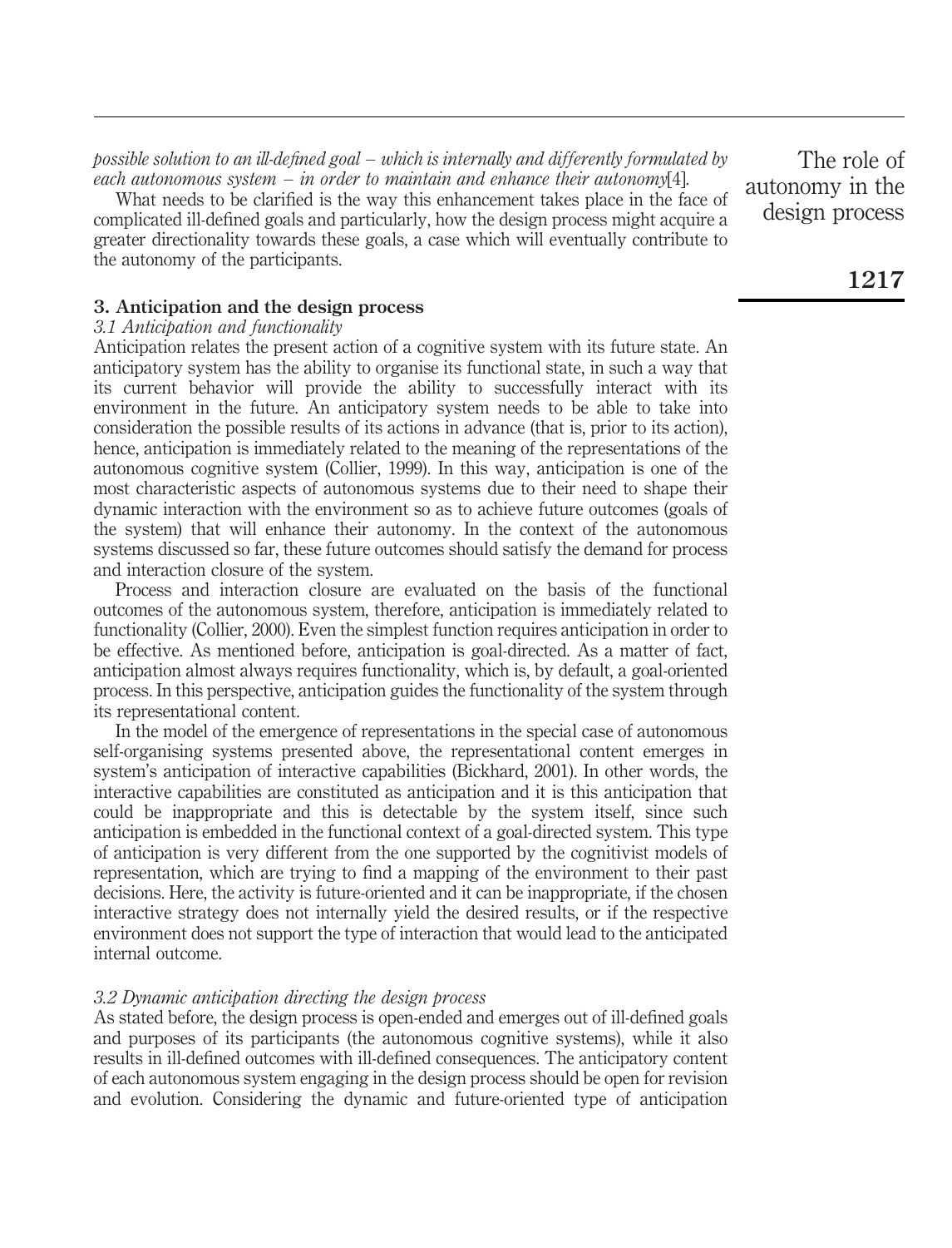*possible solution to an ill-defined goal – which is internally and differently formulated by each autonomous system – in order to maintain and enhance their autonomy*[4].

What needs to be clarified is the way this enhancement takes place in the face of complicated ill-defined goals and particularly, how the design process might acquire a greater directionality towards these goals, a case which will eventually contribute to the autonomy of the participants.

## 3. Anticipation and the design process

### *3.1 Anticipation and functionality*

Anticipation relates the present action of a cognitive system with its future state. An anticipatory system has the ability to organise its functional state, in such a way that its current behavior will provide the ability to successfully interact with its environment in the future. An anticipatory system needs to be able to take into consideration the possible results of its actions in advance (that is, prior to its action), hence, anticipation is immediately related to the meaning of the representations of the autonomous cognitive system (Collier, 1999). In this way, anticipation is one of the most characteristic aspects of autonomous systems due to their need to shape their dynamic interaction with the environment so as to achieve future outcomes (goals of the system) that will enhance their autonomy. In the context of the autonomous systems discussed so far, these future outcomes should satisfy the demand for process and interaction closure of the system.

Process and interaction closure are evaluated on the basis of the functional outcomes of the autonomous system, therefore, anticipation is immediately related to functionality (Collier, 2000). Even the simplest function requires anticipation in order to be effective. As mentioned before, anticipation is goal-directed. As a matter of fact, anticipation almost always requires functionality, which is, by default, a goal-oriented process. In this perspective, anticipation guides the functionality of the system through its representational content.

In the model of the emergence of representations in the special case of autonomous self-organising systems presented above, the representational content emerges in system's anticipation of interactive capabilities (Bickhard, 2001). In other words, the interactive capabilities are constituted as anticipation and it is this anticipation that could be inappropriate and this is detectable by the system itself, since such anticipation is embedded in the functional context of a goal-directed system. This type of anticipation is very different from the one supported by the cognitivist models of representation, which are trying to find a mapping of the environment to their past decisions. Here, the activity is future-oriented and it can be inappropriate, if the chosen interactive strategy does not internally yield the desired results, or if the respective environment does not support the type of interaction that would lead to the anticipated internal outcome.

### *3.2 Dynamic anticipation directing the design process*

As stated before, the design process is open-ended and emerges out of ill-defined goals and purposes of its participants (the autonomous cognitive systems), while it also results in ill-defined outcomes with ill-defined consequences. The anticipatory content of each autonomous system engaging in the design process should be open for revision and evolution. Considering the dynamic and future-oriented type of anticipation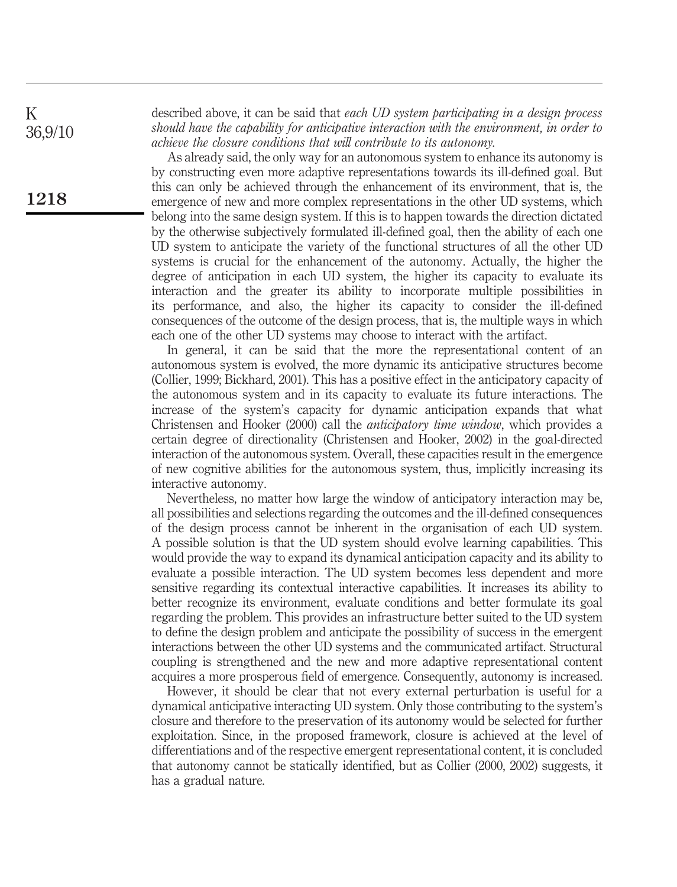described above, it can be said that *each UD system participating in a design process should have the capability for anticipative interaction with the environment, in order to achieve the closure conditions that will contribute to its autonomy.*

As already said, the only way for an autonomous system to enhance its autonomy is by constructing even more adaptive representations towards its ill-defined goal. But this can only be achieved through the enhancement of its environment, that is, the emergence of new and more complex representations in the other UD systems, which belong into the same design system. If this is to happen towards the direction dictated by the otherwise subjectively formulated ill-defined goal, then the ability of each one UD system to anticipate the variety of the functional structures of all the other UD systems is crucial for the enhancement of the autonomy. Actually, the higher the degree of anticipation in each UD system, the higher its capacity to evaluate its interaction and the greater its ability to incorporate multiple possibilities in its performance, and also, the higher its capacity to consider the ill-defined consequences of the outcome of the design process, that is, the multiple ways in which each one of the other UD systems may choose to interact with the artifact.

In general, it can be said that the more the representational content of an autonomous system is evolved, the more dynamic its anticipative structures become (Collier, 1999; Bickhard, 2001). This has a positive effect in the anticipatory capacity of the autonomous system and in its capacity to evaluate its future interactions. The increase of the system's capacity for dynamic anticipation expands that what Christensen and Hooker (2000) call the *anticipatory time window*, which provides a certain degree of directionality (Christensen and Hooker, 2002) in the goal-directed interaction of the autonomous system. Overall, these capacities result in the emergence of new cognitive abilities for the autonomous system, thus, implicitly increasing its interactive autonomy.

Nevertheless, no matter how large the window of anticipatory interaction may be, all possibilities and selections regarding the outcomes and the ill-defined consequences of the design process cannot be inherent in the organisation of each UD system. A possible solution is that the UD system should evolve learning capabilities. This would provide the way to expand its dynamical anticipation capacity and its ability to evaluate a possible interaction. The UD system becomes less dependent and more sensitive regarding its contextual interactive capabilities. It increases its ability to better recognize its environment, evaluate conditions and better formulate its goal regarding the problem. This provides an infrastructure better suited to the UD system to define the design problem and anticipate the possibility of success in the emergent interactions between the other UD systems and the communicated artifact. Structural coupling is strengthened and the new and more adaptive representational content acquires a more prosperous field of emergence. Consequently, autonomy is increased.

However, it should be clear that not every external perturbation is useful for a dynamical anticipative interacting UD system. Only those contributing to the system's closure and therefore to the preservation of its autonomy would be selected for further exploitation. Since, in the proposed framework, closure is achieved at the level of differentiations and of the respective emergent representational content, it is concluded that autonomy cannot be statically identified, but as Collier (2000, 2002) suggests, it has a gradual nature.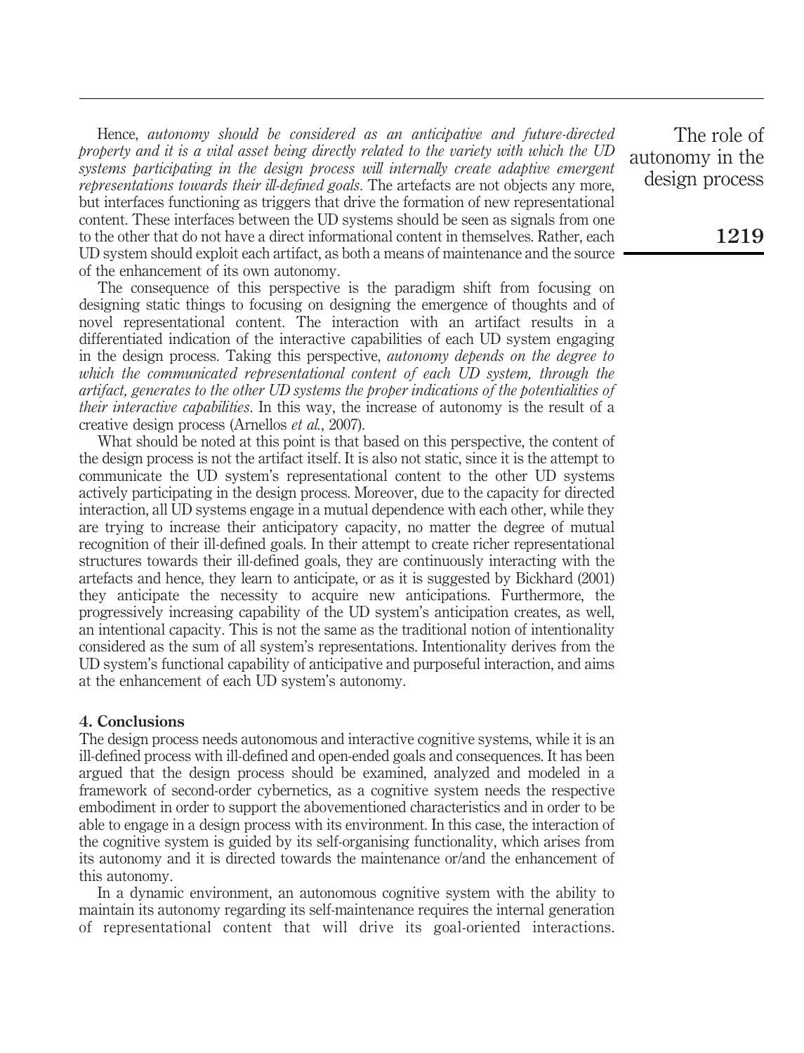Hence, *autonomy should be considered as an anticipative and future-directed property and it is a vital asset being directly related to the variety with which the UD systems participating in the design process will internally create adaptive emergent representations towards their ill-defined goals*. The artefacts are not objects any more, but interfaces functioning as triggers that drive the formation of new representational content. These interfaces between the UD systems should be seen as signals from one to the other that do not have a direct informational content in themselves. Rather, each UD system should exploit each artifact, as both a means of maintenance and the source of the enhancement of its own autonomy.

The consequence of this perspective is the paradigm shift from focusing on designing static things to focusing on designing the emergence of thoughts and of novel representational content. The interaction with an artifact results in a differentiated indication of the interactive capabilities of each UD system engaging in the design process. Taking this perspective, *autonomy depends on the degree to which the communicated representational content of each UD system, through the artifact, generates to the other UD systems the proper indications of the potentialities of their interactive capabilities*. In this way, the increase of autonomy is the result of a creative design process (Arnellos *et al.*, 2007).

What should be noted at this point is that based on this perspective, the content of the design process is not the artifact itself. It is also not static, since it is the attempt to communicate the UD system's representational content to the other UD systems actively participating in the design process. Moreover, due to the capacity for directed interaction, all UD systems engage in a mutual dependence with each other, while they are trying to increase their anticipatory capacity, no matter the degree of mutual recognition of their ill-defined goals. In their attempt to create richer representational structures towards their ill-defined goals, they are continuously interacting with the artefacts and hence, they learn to anticipate, or as it is suggested by Bickhard (2001) they anticipate the necessity to acquire new anticipations. Furthermore, the progressively increasing capability of the UD system's anticipation creates, as well, an intentional capacity. This is not the same as the traditional notion of intentionality considered as the sum of all system's representations. Intentionality derives from the UD system's functional capability of anticipative and purposeful interaction, and aims at the enhancement of each UD system's autonomy.

## 4. Conclusions

The design process needs autonomous and interactive cognitive systems, while it is an ill-defined process with ill-defined and open-ended goals and consequences. It has been argued that the design process should be examined, analyzed and modeled in a framework of second-order cybernetics, as a cognitive system needs the respective embodiment in order to support the abovementioned characteristics and in order to be able to engage in a design process with its environment. In this case, the interaction of the cognitive system is guided by its self-organising functionality, which arises from its autonomy and it is directed towards the maintenance or/and the enhancement of this autonomy.

In a dynamic environment, an autonomous cognitive system with the ability to maintain its autonomy regarding its self-maintenance requires the internal generation of representational content that will drive its goal-oriented interactions.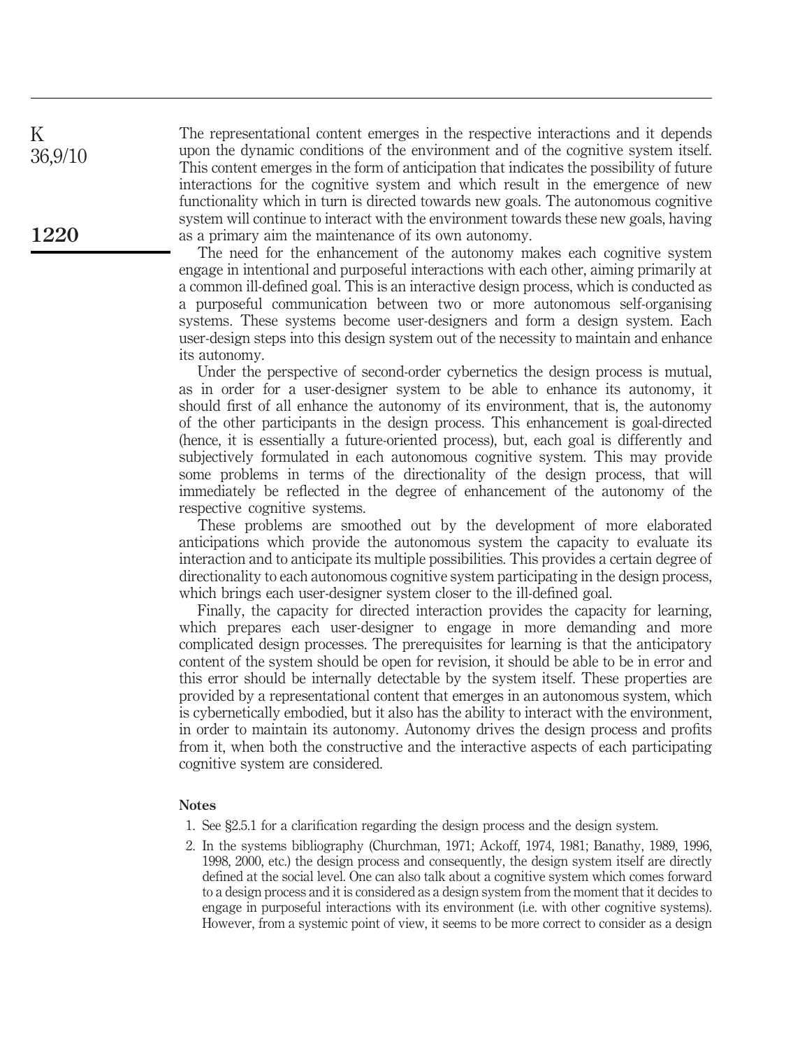The representational content emerges in the respective interactions and it depends upon the dynamic conditions of the environment and of the cognitive system itself. This content emerges in the form of anticipation that indicates the possibility of future interactions for the cognitive system and which result in the emergence of new functionality which in turn is directed towards new goals. The autonomous cognitive system will continue to interact with the environment towards these new goals, having as a primary aim the maintenance of its own autonomy.

The need for the enhancement of the autonomy makes each cognitive system engage in intentional and purposeful interactions with each other, aiming primarily at a common ill-defined goal. This is an interactive design process, which is conducted as a purposeful communication between two or more autonomous self-organising systems. These systems become user-designers and form a design system. Each user-design steps into this design system out of the necessity to maintain and enhance its autonomy.

Under the perspective of second-order cybernetics the design process is mutual, as in order for a user-designer system to be able to enhance its autonomy, it should first of all enhance the autonomy of its environment, that is, the autonomy of the other participants in the design process. This enhancement is goal-directed (hence, it is essentially a future-oriented process), but, each goal is differently and subjectively formulated in each autonomous cognitive system. This may provide some problems in terms of the directionality of the design process, that will immediately be reflected in the degree of enhancement of the autonomy of the respective cognitive systems.

These problems are smoothed out by the development of more elaborated anticipations which provide the autonomous system the capacity to evaluate its interaction and to anticipate its multiple possibilities. This provides a certain degree of directionality to each autonomous cognitive system participating in the design process, which brings each user-designer system closer to the ill-defined goal.

Finally, the capacity for directed interaction provides the capacity for learning, which prepares each user-designer to engage in more demanding and more complicated design processes. The prerequisites for learning is that the anticipatory content of the system should be open for revision, it should be able to be in error and this error should be internally detectable by the system itself. These properties are provided by a representational content that emerges in an autonomous system, which is cybernetically embodied, but it also has the ability to interact with the environment, in order to maintain its autonomy. Autonomy drives the design process and profits from it, when both the constructive and the interactive aspects of each participating cognitive system are considered.

#### Notes

1. See §2.5.1 for a clarification regarding the design process and the design system.
2. In the systems bibliography (Churchman, 1971; Ackoff, 1974, 1981; Banathy, 1989, 1996, 1998, 2000, etc.) the design process and consequently, the design system itself are directly defined at the social level. One can also talk about a cognitive system which comes forward to a design process and it is considered as a design system from the moment that it decides to engage in purposeful interactions with its environment (i.e. with other cognitive systems). However, from a systemic point of view, it seems to be more correct to consider as a design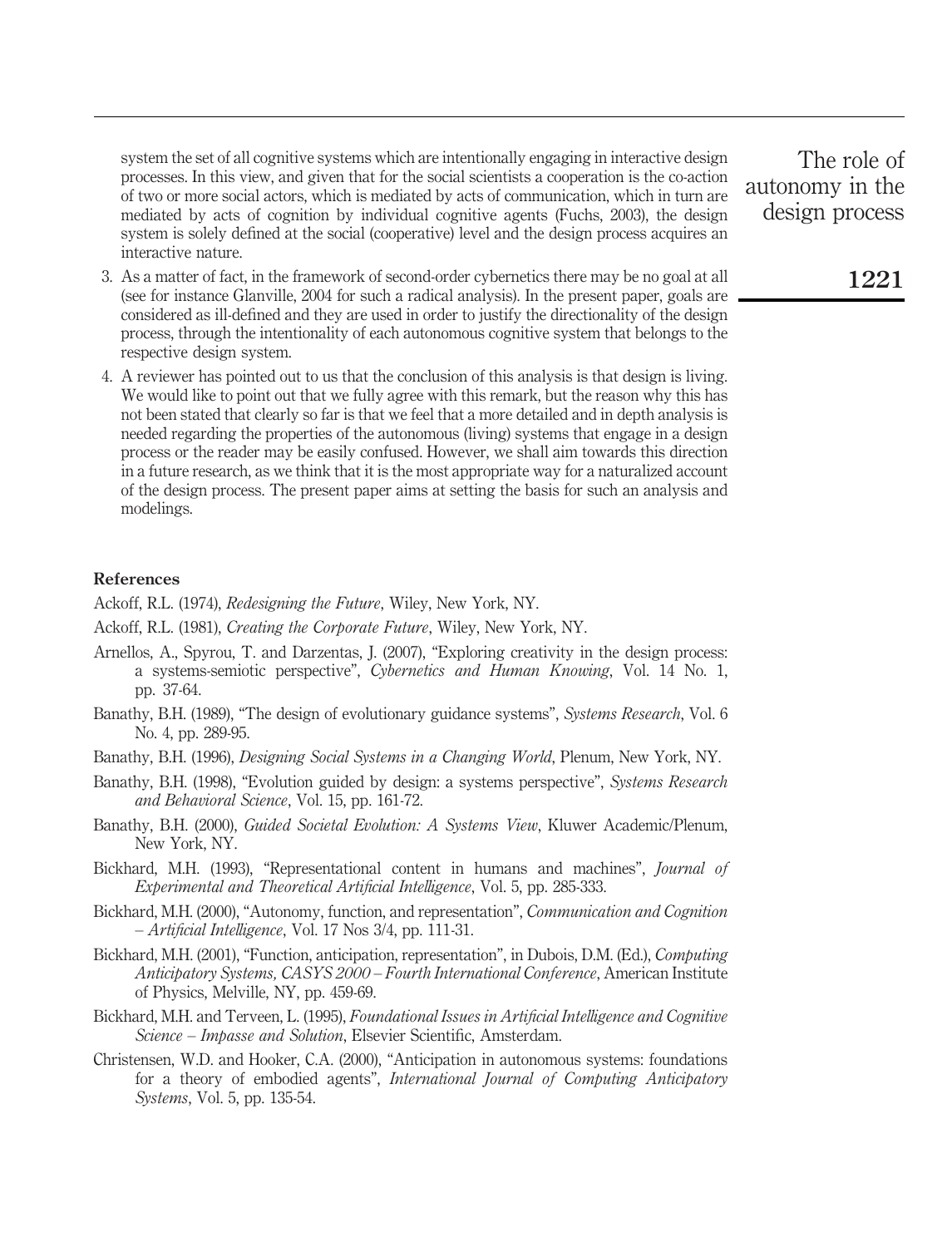system the set of all cognitive systems which are intentionally engaging in interactive design processes. In this view, and given that for the social scientists a cooperation is the co-action of two or more social actors, which is mediated by acts of communication, which in turn are mediated by acts of cognition by individual cognitive agents (Fuchs, 2003), the design system is solely defined at the social (cooperative) level and the design process acquires an interactive nature.

3. As a matter of fact, in the framework of second-order cybernetics there may be no goal at all (see for instance Glanville, 2004 for such a radical analysis). In the present paper, goals are considered as ill-defined and they are used in order to justify the directionality of the design process, through the intentionality of each autonomous cognitive system that belongs to the respective design system.
4. A reviewer has pointed out to us that the conclusion of this analysis is that design is living. We would like to point out that we fully agree with this remark, but the reason why this has not been stated that clearly so far is that we feel that a more detailed and in depth analysis is needed regarding the properties of the autonomous (living) systems that engage in a design process or the reader may be easily confused. However, we shall aim towards this direction in a future research, as we think that it is the most appropriate way for a naturalized account of the design process. The present paper aims at setting the basis for such an analysis and modelings.

## References

Ackoff, R.L. (1974), *Redesigning the Future*, Wiley, New York, NY.

Ackoff, R.L. (1981), *Creating the Corporate Future*, Wiley, New York, NY.

Arnellos, A., Spyrou, T. and Darzentas, J. (2007), "Exploring creativity in the design process: a systems-semiotic perspective", *Cybernetics and Human Knowing*, Vol. 14 No. 1, pp. 37-64.

Banathy, B.H. (1989), "The design of evolutionary guidance systems", *Systems Research*, Vol. 6 No. 4, pp. 289-95.

Banathy, B.H. (1996), *Designing Social Systems in a Changing World*, Plenum, New York, NY.

Banathy, B.H. (1998), "Evolution guided by design: a systems perspective", *Systems Research and Behavioral Science*, Vol. 15, pp. 161-72.

Banathy, B.H. (2000), *Guided Societal Evolution: A Systems View*, Kluwer Academic/Plenum, New York, NY.

Bickhard, M.H. (1993), "Representational content in humans and machines", *Journal of Experimental and Theoretical Artificial Intelligence*, Vol. 5, pp. 285-333.

Bickhard, M.H. (2000), "Autonomy, function, and representation", *Communication and Cognition – Artificial Intelligence*, Vol. 17 Nos 3/4, pp. 111-31.

Bickhard, M.H. (2001), "Function, anticipation, representation", in Dubois, D.M. (Ed.), *Computing Anticipatory Systems, CASYS 2000 – Fourth International Conference*, American Institute of Physics, Melville, NY, pp. 459-69.

Bickhard, M.H. and Terveen, L. (1995), *Foundational Issues in Artificial Intelligence and Cognitive Science – Impasse and Solution*, Elsevier Scientific, Amsterdam.

Christensen, W.D. and Hooker, C.A. (2000), "Anticipation in autonomous systems: foundations for a theory of embodied agents", *International Journal of Computing Anticipatory Systems*, Vol. 5, pp. 135-54.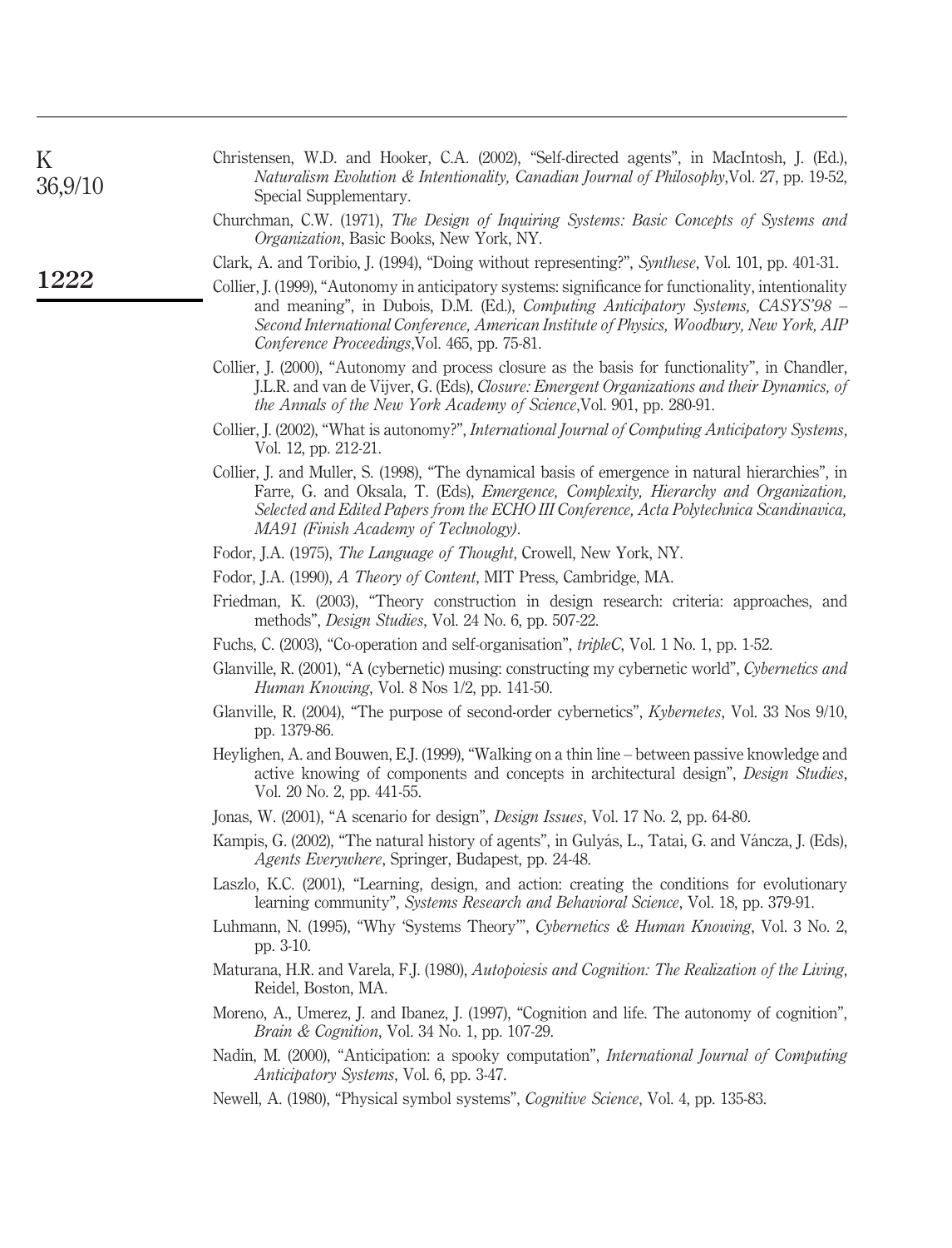Christensen, W.D. and Hooker, C.A. (2002), "Self-directed agents", in MacIntosh, J. (Ed.), *Naturalism Evolution & Intentionality, Canadian Journal of Philosophy*,Vol. 27, pp. 19-52, Special Supplementary.

Churchman, C.W. (1971), *The Design of Inquiring Systems: Basic Concepts of Systems and Organization*, Basic Books, New York, NY.

Clark, A. and Toribio, J. (1994), "Doing without representing?", *Synthese*, Vol. 101, pp. 401-31.

Collier, J. (1999), "Autonomy in anticipatory systems: significance for functionality, intentionality and meaning", in Dubois, D.M. (Ed.), *Computing Anticipatory Systems, CASYS'98 – Second International Conference, American Institute of Physics, Woodbury, New York, AIP Conference Proceedings*,Vol. 465, pp. 75-81.

Collier, J. (2000), "Autonomy and process closure as the basis for functionality", in Chandler, J.L.R. and van de Vijver, G. (Eds), *Closure: Emergent Organizations and their Dynamics, of the Annals of the New York Academy of Science*,Vol. 901, pp. 280-91.

Collier, J. (2002), "What is autonomy?", *International Journal of Computing Anticipatory Systems*, Vol. 12, pp. 212-21.

Collier, J. and Muller, S. (1998), "The dynamical basis of emergence in natural hierarchies", in Farre, G. and Oksala, T. (Eds), *Emergence, Complexity, Hierarchy and Organization, Selected and Edited Papers from the ECHO III Conference, Acta Polytechnica Scandinavica, MA91 (Finish Academy of Technology)*.

Fodor, J.A. (1975), *The Language of Thought*, Crowell, New York, NY.

Fodor, J.A. (1990), *A Theory of Content*, MIT Press, Cambridge, MA.

Friedman, K. (2003), "Theory construction in design research: criteria: approaches, and methods", *Design Studies*, Vol. 24 No. 6, pp. 507-22.

Fuchs, C. (2003), "Co-operation and self-organisation", *tripleC*, Vol. 1 No. 1, pp. 1-52.

Glanville, R. (2001), "A (cybernetic) musing: constructing my cybernetic world", *Cybernetics and Human Knowing*, Vol. 8 Nos 1/2, pp. 141-50.

Glanville, R. (2004), "The purpose of second-order cybernetics", *Kybernetes*, Vol. 33 Nos 9/10, pp. 1379-86.

Heylighen, A. and Bouwen, E.J. (1999), "Walking on a thin line – between passive knowledge and active knowing of components and concepts in architectural design", *Design Studies*, Vol. 20 No. 2, pp. 441-55.

Jonas, W. (2001), "A scenario for design", *Design Issues*, Vol. 17 No. 2, pp. 64-80.

Kampis, G. (2002), "The natural history of agents", in Gulyás, L., Tatai, G. and Váncza, J. (Eds), *Agents Everywhere*, Springer, Budapest, pp. 24-48.

Laszlo, K.C. (2001), "Learning, design, and action: creating the conditions for evolutionary learning community", *Systems Research and Behavioral Science*, Vol. 18, pp. 379-91.

Luhmann, N. (1995), "Why 'Systems Theory'", *Cybernetics & Human Knowing*, Vol. 3 No. 2, pp. 3-10.

Maturana, H.R. and Varela, F.J. (1980), *Autopoiesis and Cognition: The Realization of the Living*, Reidel, Boston, MA.

Moreno, A., Umerez, J. and Ibanez, J. (1997), "Cognition and life. The autonomy of cognition", *Brain & Cognition*, Vol. 34 No. 1, pp. 107-29.

Nadin, M. (2000), "Anticipation: a spooky computation", *International Journal of Computing Anticipatory Systems*, Vol. 6, pp. 3-47.

Newell, A. (1980), "Physical symbol systems", *Cognitive Science*, Vol. 4, pp. 135-83.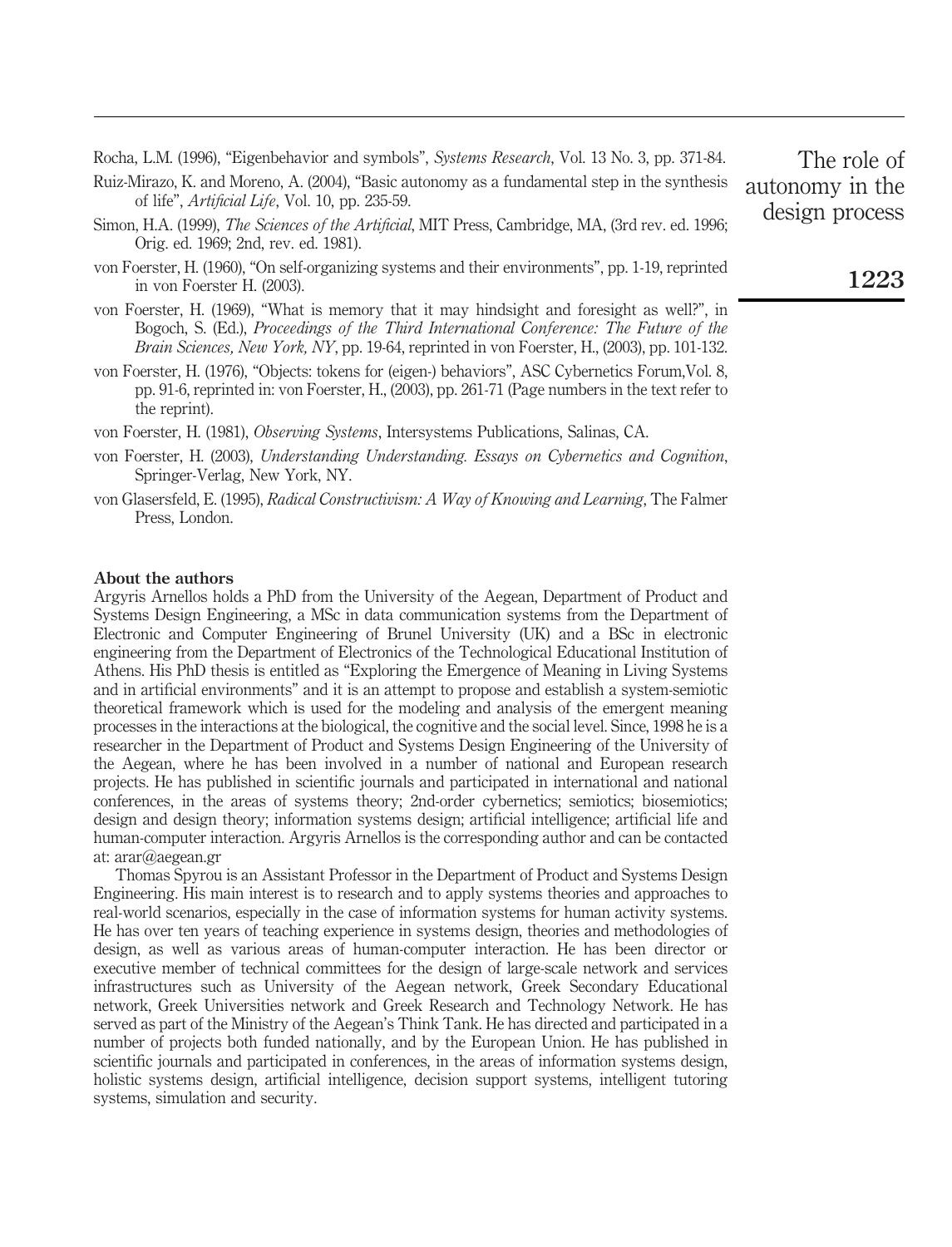Rocha, L.M. (1996), "Eigenbehavior and symbols", *Systems Research*, Vol. 13 No. 3, pp. 371-84.

Ruiz-Mirazo, K. and Moreno, A. (2004), "Basic autonomy as a fundamental step in the synthesis of life", *Artificial Life*, Vol. 10, pp. 235-59.

Simon, H.A. (1999), *The Sciences of the Artificial*, MIT Press, Cambridge, MA, (3rd rev. ed. 1996; Orig. ed. 1969; 2nd, rev. ed. 1981).

von Foerster, H. (1960), "On self-organizing systems and their environments", pp. 1-19, reprinted in von Foerster H. (2003).

von Foerster, H. (1969), "What is memory that it may hindsight and foresight as well?", in Bogoch, S. (Ed.), *Proceedings of the Third International Conference: The Future of the Brain Sciences, New York, NY*, pp. 19-64, reprinted in von Foerster, H., (2003), pp. 101-132.

von Foerster, H. (1976), "Objects: tokens for (eigen-) behaviors", ASC Cybernetics Forum,Vol. 8, pp. 91-6, reprinted in: von Foerster, H., (2003), pp. 261-71 (Page numbers in the text refer to the reprint).

von Foerster, H. (1981), *Observing Systems*, Intersystems Publications, Salinas, CA.

von Foerster, H. (2003), *Understanding Understanding. Essays on Cybernetics and Cognition*, Springer-Verlag, New York, NY.

von Glasersfeld, E. (1995), *Radical Constructivism: A Way of Knowing and Learning*, The Falmer Press, London.

## About the authors

Argyris Arnellos holds a PhD from the University of the Aegean, Department of Product and Systems Design Engineering, a MSc in data communication systems from the Department of Electronic and Computer Engineering of Brunel University (UK) and a BSc in electronic engineering from the Department of Electronics of the Technological Educational Institution of Athens. His PhD thesis is entitled as "Exploring the Emergence of Meaning in Living Systems and in artificial environments" and it is an attempt to propose and establish a system-semiotic theoretical framework which is used for the modeling and analysis of the emergent meaning processes in the interactions at the biological, the cognitive and the social level. Since, 1998 he is a researcher in the Department of Product and Systems Design Engineering of the University of the Aegean, where he has been involved in a number of national and European research projects. He has published in scientific journals and participated in international and national conferences, in the areas of systems theory; 2nd-order cybernetics; semiotics; biosemiotics; design and design theory; information systems design; artificial intelligence; artificial life and human-computer interaction. Argyris Arnellos is the corresponding author and can be contacted at: arar@aegean.gr

Thomas Spyrou is an Assistant Professor in the Department of Product and Systems Design Engineering. His main interest is to research and to apply systems theories and approaches to real-world scenarios, especially in the case of information systems for human activity systems. He has over ten years of teaching experience in systems design, theories and methodologies of design, as well as various areas of human-computer interaction. He has been director or executive member of technical committees for the design of large-scale network and services infrastructures such as University of the Aegean network, Greek Secondary Educational network, Greek Universities network and Greek Research and Technology Network. He has served as part of the Ministry of the Aegean's Think Tank. He has directed and participated in a number of projects both funded nationally, and by the European Union. He has published in scientific journals and participated in conferences, in the areas of information systems design, holistic systems design, artificial intelligence, decision support systems, intelligent tutoring systems, simulation and security.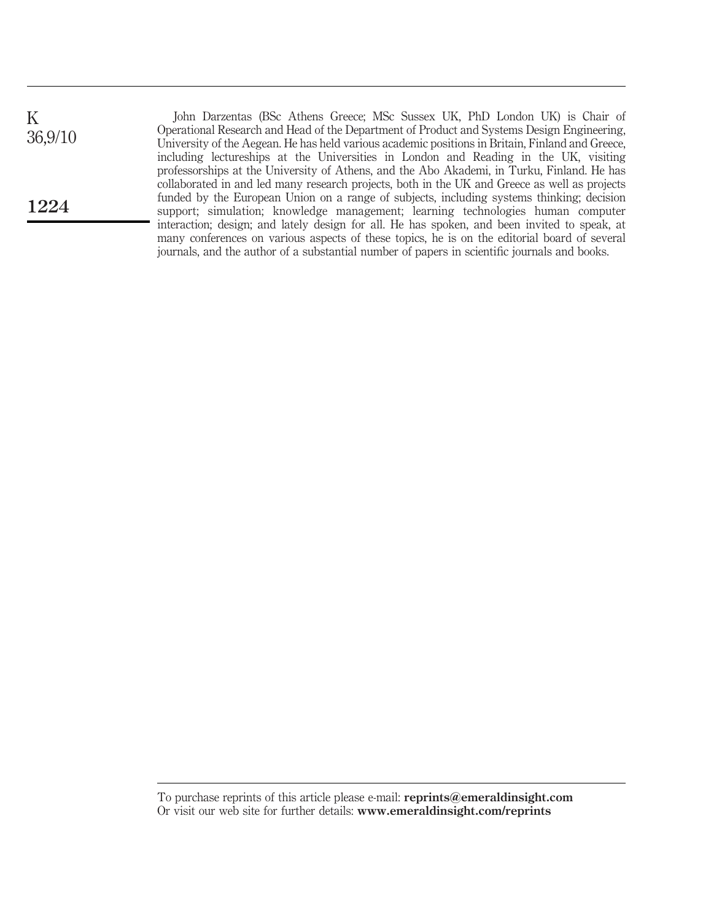John Darzentas (BSc Athens Greece; MSc Sussex UK, PhD London UK) is Chair of Operational Research and Head of the Department of Product and Systems Design Engineering, University of the Aegean. He has held various academic positions in Britain, Finland and Greece, including lectureships at the Universities in London and Reading in the UK, visiting professorships at the University of Athens, and the Abo Akademi, in Turku, Finland. He has collaborated in and led many research projects, both in the UK and Greece as well as projects funded by the European Union on a range of subjects, including systems thinking; decision support; simulation; knowledge management; learning technologies human computer interaction; design; and lately design for all. He has spoken, and been invited to speak, at many conferences on various aspects of these topics, he is on the editorial board of several journals, and the author of a substantial number of papers in scientific journals and books.

To purchase reprints of this article please e-mail: **reprints@emeraldinsight.com**
Or visit our web site for further details: **www.emeraldinsight.com/reprints**